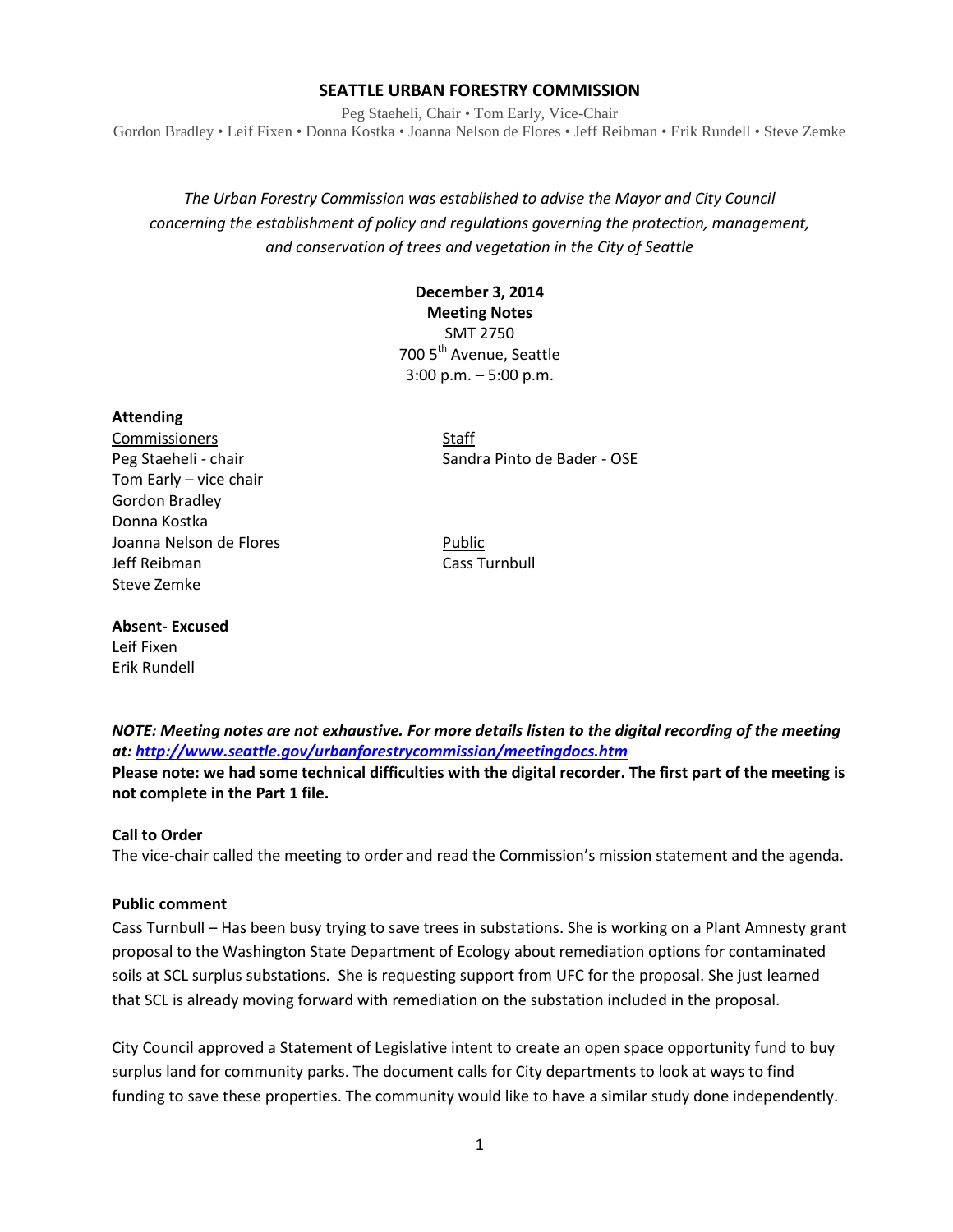# SEATTLE URBAN FORESTRY COMMISSION

Peg Staeheli, Chair • Tom Early, Vice-Chair
Gordon Bradley • Leif Fixen • Donna Kostka • Joanna Nelson de Flores • Jeff Reibman • Erik Rundell • Steve Zemke

*The Urban Forestry Commission was established to advise the Mayor and City Council concerning the establishment of policy and regulations governing the protection, management, and conservation of trees and vegetation in the City of Seattle*

**December 3, 2014**
**Meeting Notes**
SMT 2750
700 5th Avenue, Seattle
3:00 p.m. – 5:00 p.m.

**Attending**

Commissioners
Peg Staeheli - chair
Tom Early – vice chair
Gordon Bradley
Donna Kostka
Joanna Nelson de Flores
Jeff Reibman
Steve Zemke

Staff
Sandra Pinto de Bader - OSE

Public
Cass Turnbull

**Absent- Excused**
Leif Fixen
Erik Rundell

***NOTE: Meeting notes are not exhaustive. For more details listen to the digital recording of the meeting at: http://www.seattle.gov/urbanforestrycommission/meetingdocs.htm***
**Please note: we had some technical difficulties with the digital recorder. The first part of the meeting is not complete in the Part 1 file.**

**Call to Order**
The vice-chair called the meeting to order and read the Commission's mission statement and the agenda.

**Public comment**
Cass Turnbull – Has been busy trying to save trees in substations. She is working on a Plant Amnesty grant proposal to the Washington State Department of Ecology about remediation options for contaminated soils at SCL surplus substations. She is requesting support from UFC for the proposal. She just learned that SCL is already moving forward with remediation on the substation included in the proposal.

City Council approved a Statement of Legislative intent to create an open space opportunity fund to buy surplus land for community parks. The document calls for City departments to look at ways to find funding to save these properties. The community would like to have a similar study done independently.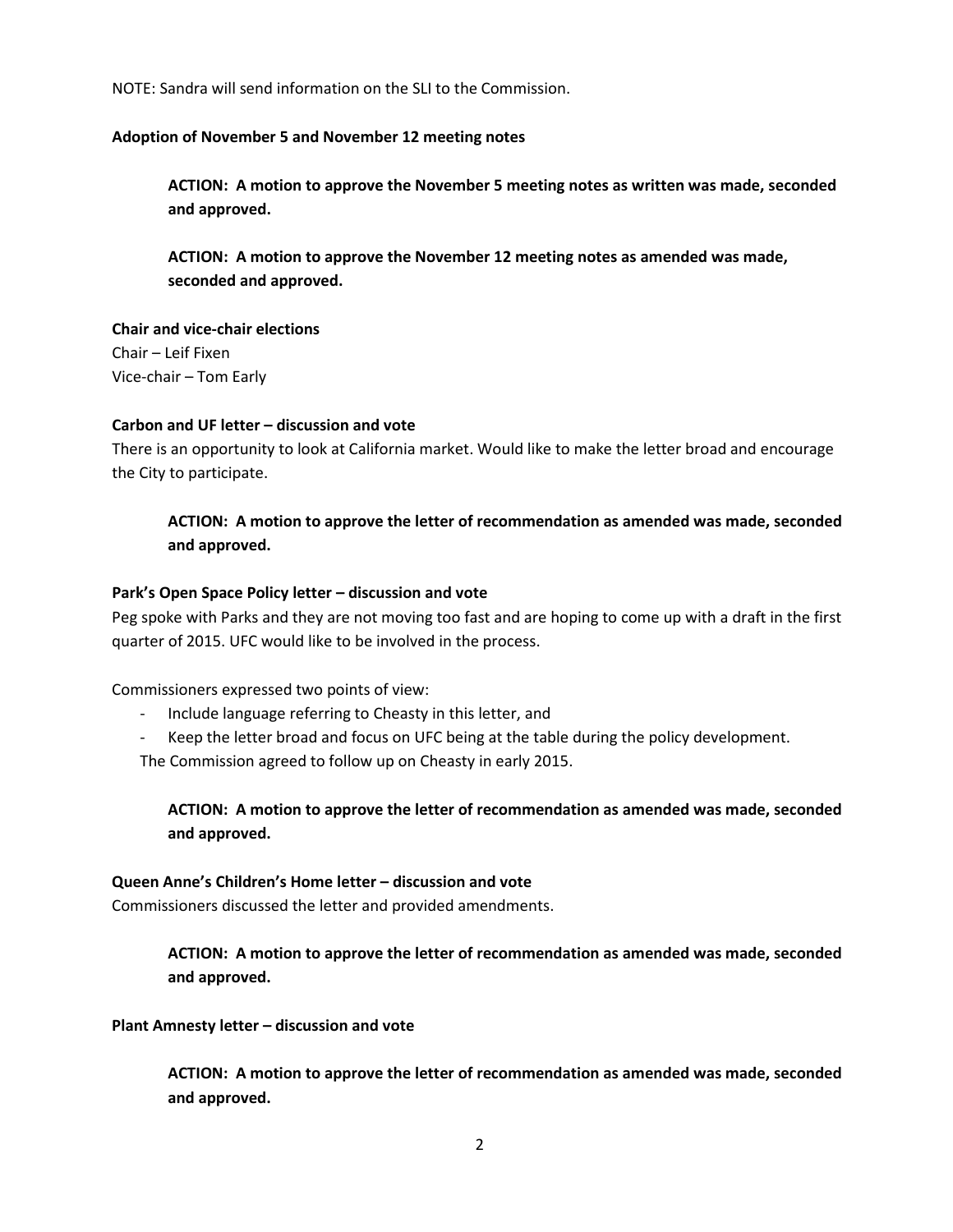NOTE: Sandra will send information on the SLI to the Commission.

**Adoption of November 5 and November 12 meeting notes**

> **ACTION: A motion to approve the November 5 meeting notes as written was made, seconded and approved.**

> **ACTION: A motion to approve the November 12 meeting notes as amended was made, seconded and approved.**

**Chair and vice-chair elections**

Chair – Leif Fixen
Vice-chair – Tom Early

**Carbon and UF letter – discussion and vote**

There is an opportunity to look at California market. Would like to make the letter broad and encourage the City to participate.

> **ACTION: A motion to approve the letter of recommendation as amended was made, seconded and approved.**

**Park's Open Space Policy letter – discussion and vote**

Peg spoke with Parks and they are not moving too fast and are hoping to come up with a draft in the first quarter of 2015. UFC would like to be involved in the process.

Commissioners expressed two points of view:

- Include language referring to Cheasty in this letter, and
- Keep the letter broad and focus on UFC being at the table during the policy development.

The Commission agreed to follow up on Cheasty in early 2015.

> **ACTION: A motion to approve the letter of recommendation as amended was made, seconded and approved.**

**Queen Anne's Children's Home letter – discussion and vote**

Commissioners discussed the letter and provided amendments.

> **ACTION: A motion to approve the letter of recommendation as amended was made, seconded and approved.**

**Plant Amnesty letter – discussion and vote**

> **ACTION: A motion to approve the letter of recommendation as amended was made, seconded and approved.**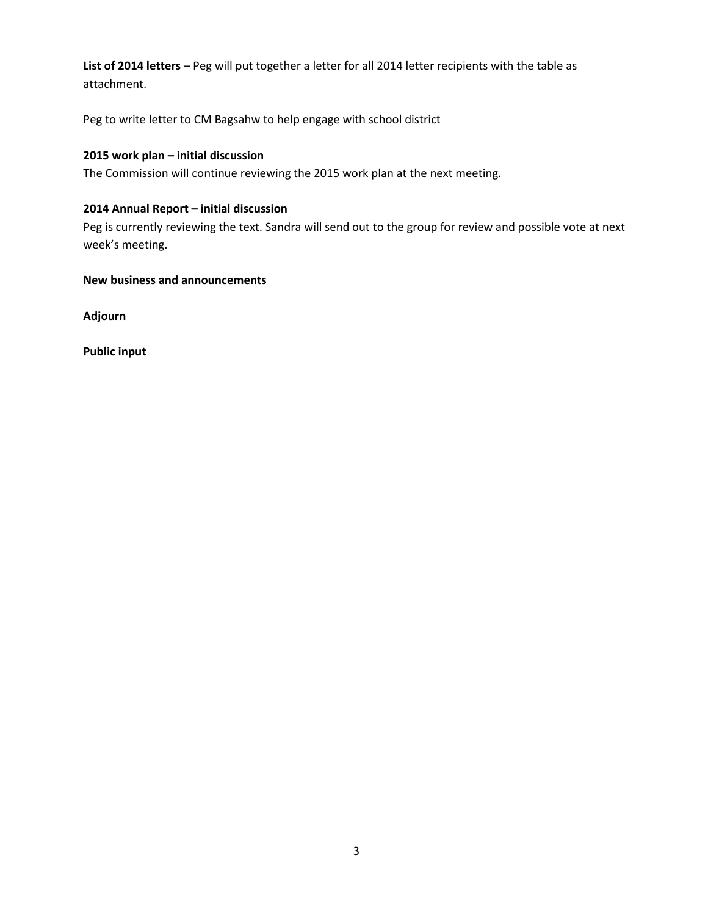**List of 2014 letters** – Peg will put together a letter for all 2014 letter recipients with the table as attachment.

Peg to write letter to CM Bagsahw to help engage with school district

**2015 work plan – initial discussion**

The Commission will continue reviewing the 2015 work plan at the next meeting.

**2014 Annual Report – initial discussion**

Peg is currently reviewing the text. Sandra will send out to the group for review and possible vote at next week's meeting.

**New business and announcements**

**Adjourn**

**Public input**